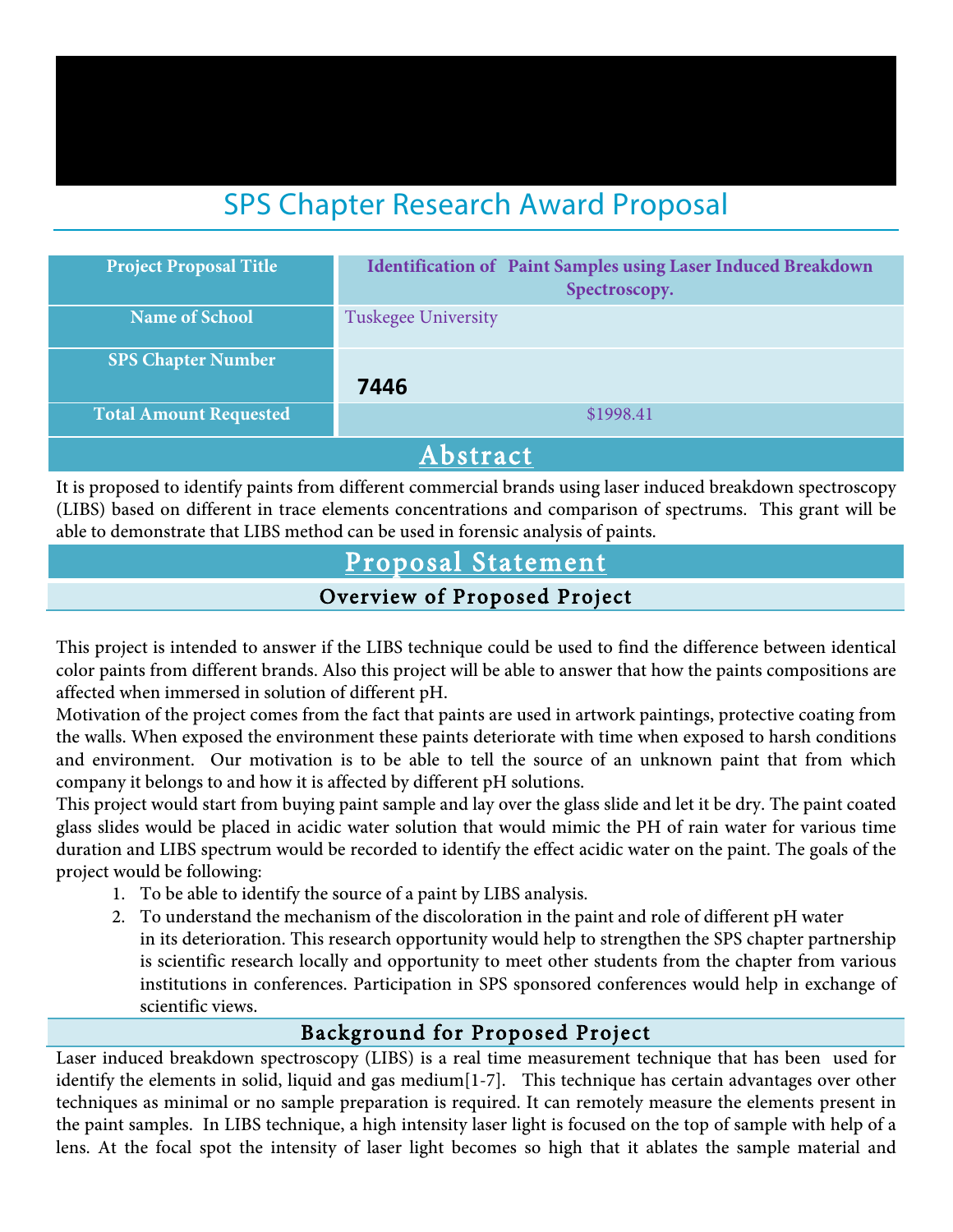# SPS Chapter Research Award Proposal

| Project Proposal Title | Identification of Paint Samples using Laser Induced Breakdown Spectroscopy. |
|---|---|
| Name of School | Tuskegee University |
| SPS Chapter Number | **7446** |
| Total Amount Requested | $1998.41 |

## Abstract

It is proposed to identify paints from different commercial brands using laser induced breakdown spectroscopy (LIBS) based on different in trace elements concentrations and comparison of spectrums. This grant will be able to demonstrate that LIBS method can be used in forensic analysis of paints.

## Proposal Statement

### Overview of Proposed Project

This project is intended to answer if the LIBS technique could be used to find the difference between identical color paints from different brands. Also this project will be able to answer that how the paints compositions are affected when immersed in solution of different pH.

Motivation of the project comes from the fact that paints are used in artwork paintings, protective coating from the walls. When exposed the environment these paints deteriorate with time when exposed to harsh conditions and environment. Our motivation is to be able to tell the source of an unknown paint that from which company it belongs to and how it is affected by different pH solutions.

This project would start from buying paint sample and lay over the glass slide and let it be dry. The paint coated glass slides would be placed in acidic water solution that would mimic the PH of rain water for various time duration and LIBS spectrum would be recorded to identify the effect acidic water on the paint. The goals of the project would be following:

1. To be able to identify the source of a paint by LIBS analysis.
2. To understand the mechanism of the discoloration in the paint and role of different pH water in its deterioration. This research opportunity would help to strengthen the SPS chapter partnership is scientific research locally and opportunity to meet other students from the chapter from various institutions in conferences. Participation in SPS sponsored conferences would help in exchange of scientific views.

### Background for Proposed Project

Laser induced breakdown spectroscopy (LIBS) is a real time measurement technique that has been used for identify the elements in solid, liquid and gas medium[1-7]. This technique has certain advantages over other techniques as minimal or no sample preparation is required. It can remotely measure the elements present in the paint samples. In LIBS technique, a high intensity laser light is focused on the top of sample with help of a lens. At the focal spot the intensity of laser light becomes so high that it ablates the sample material and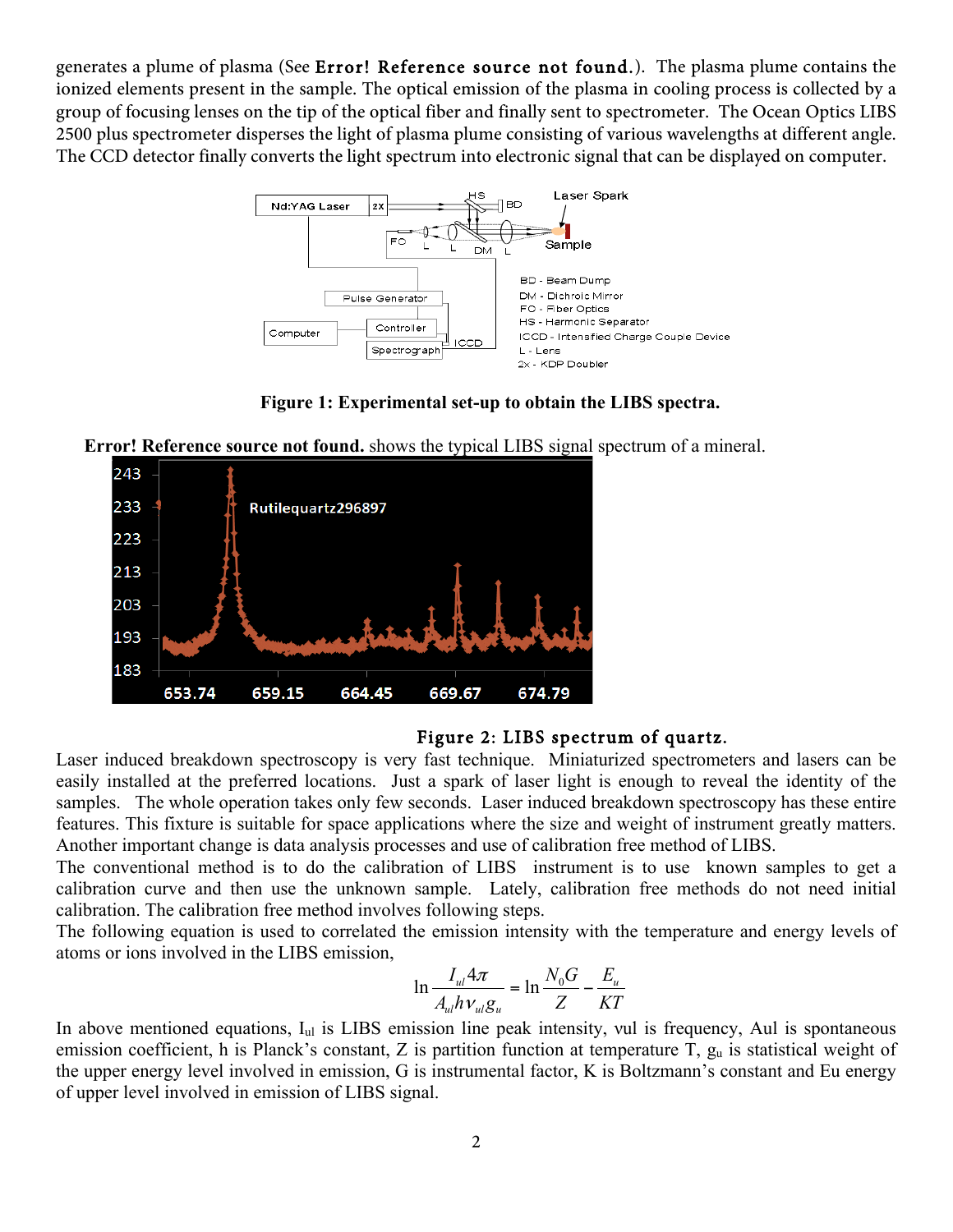generates a plume of plasma (See **Error! Reference source not found.**). The plasma plume contains the ionized elements present in the sample. The optical emission of the plasma in cooling process is collected by a group of focusing lenses on the tip of the optical fiber and finally sent to spectrometer. The Ocean Optics LIBS 2500 plus spectrometer disperses the light of plasma plume consisting of various wavelengths at different angle. The CCD detector finally converts the light spectrum into electronic signal that can be displayed on computer.

**Figure 1: Experimental set-up to obtain the LIBS spectra.**

**Error! Reference source not found.** shows the typical LIBS signal spectrum of a mineral.

**Figure 2: LIBS spectrum of quartz.**

Laser induced breakdown spectroscopy is very fast technique. Miniaturized spectrometers and lasers can be easily installed at the preferred locations. Just a spark of laser light is enough to reveal the identity of the samples. The whole operation takes only few seconds. Laser induced breakdown spectroscopy has these entire features. This fixture is suitable for space applications where the size and weight of instrument greatly matters. Another important change is data analysis processes and use of calibration free method of LIBS.

The conventional method is to do the calibration of LIBS instrument is to use known samples to get a calibration curve and then use the unknown sample. Lately, calibration free methods do not need initial calibration. The calibration free method involves following steps.

The following equation is used to correlated the emission intensity with the temperature and energy levels of atoms or ions involved in the LIBS emission,

$$\ln \frac{I_{ul} 4\pi}{A_{ul} h \nu_{ul} g_u} = \ln \frac{N_0 G}{Z} - \frac{E_u}{KT}$$

In above mentioned equations, $I_{ul}$ is LIBS emission line peak intensity, $\nu_{ul}$ is frequency, $A_{ul}$ is spontaneous emission coefficient, h is Planck's constant, Z is partition function at temperature T, $g_u$ is statistical weight of the upper energy level involved in emission, G is instrumental factor, K is Boltzmann's constant and $E_u$ energy of upper level involved in emission of LIBS signal.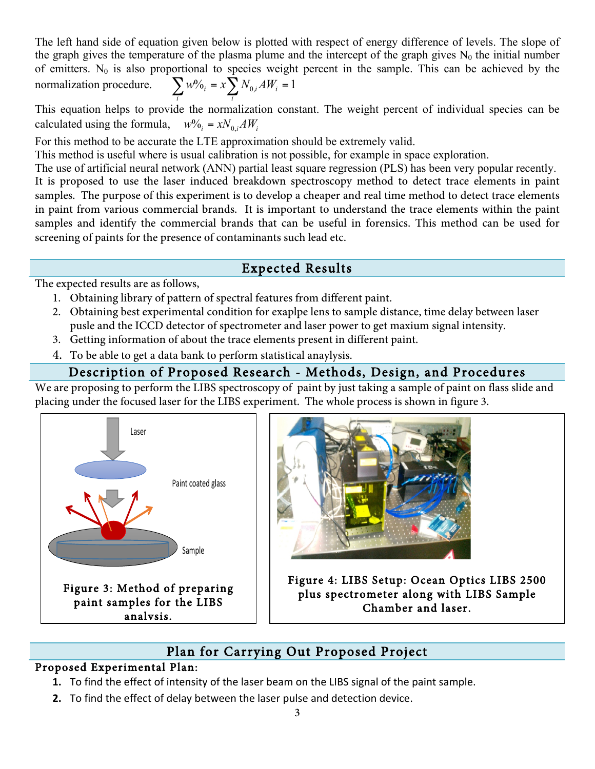The left hand side of equation given below is plotted with respect of energy difference of levels. The slope of the graph gives the temperature of the plasma plume and the intercept of the graph gives $N_0$ the initial number of emitters. $N_0$ is also proportional to species weight percent in the sample. This can be achieved by the normalization procedure. $\sum_i w\%_i = x\sum_i N_{0,i} AW_i = 1$

This equation helps to provide the normalization constant. The weight percent of individual species can be calculated using the formula, $w\%_i = xN_{0,i}AW_i$

For this method to be accurate the LTE approximation should be extremely valid.

This method is useful where is usual calibration is not possible, for example in space exploration.

The use of artificial neural network (ANN) partial least square regression (PLS) has been very popular recently. It is proposed to use the laser induced breakdown spectroscopy method to detect trace elements in paint samples. The purpose of this experiment is to develop a cheaper and real time method to detect trace elements in paint from various commercial brands. It is important to understand the trace elements within the paint samples and identify the commercial brands that can be useful in forensics. This method can be used for screening of paints for the presence of contaminants such lead etc.

## Expected Results

The expected results are as follows,

1. Obtaining library of pattern of spectral features from different paint.
2. Obtaining best experimental condition for exaplpe lens to sample distance, time delay between laser pusle and the ICCD detector of spectrometer and laser power to get maxium signal intensity.
3. Getting information of about the trace elements present in different paint.
4. To be able to get a data bank to perform statistical anaylysis.

## Description of Proposed Research - Methods, Design, and Procedures

We are proposing to perform the LIBS spectroscopy of paint by just taking a sample of paint on flass slide and placing under the focused laser for the LIBS experiment. The whole process is shown in figure 3.

Laser

Paint coated glass

Sample

Figure 3: Method of preparing paint samples for the LIBS analysis.

Figure 4: LIBS Setup: Ocean Optics LIBS 2500 plus spectrometer along with LIBS Sample Chamber and laser.

## Plan for Carrying Out Proposed Project

### Proposed Experimental Plan:

1. To find the effect of intensity of the laser beam on the LIBS signal of the paint sample.
2. To find the effect of delay between the laser pulse and detection device.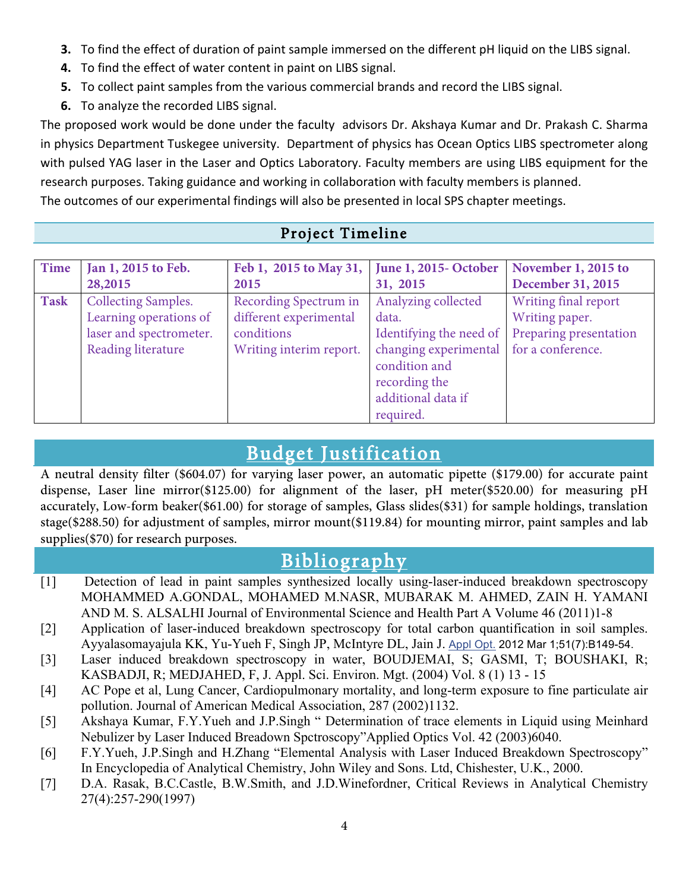3. To find the effect of duration of paint sample immersed on the different pH liquid on the LIBS signal.
4. To find the effect of water content in paint on LIBS signal.
5. To collect paint samples from the various commercial brands and record the LIBS signal.
6. To analyze the recorded LIBS signal.

The proposed work would be done under the faculty advisors Dr. Akshaya Kumar and Dr. Prakash C. Sharma in physics Department Tuskegee university. Department of physics has Ocean Optics LIBS spectrometer along with pulsed YAG laser in the Laser and Optics Laboratory. Faculty members are using LIBS equipment for the research purposes. Taking guidance and working in collaboration with faculty members is planned.
The outcomes of our experimental findings will also be presented in local SPS chapter meetings.

## Project Timeline

| Time | Jan 1, 2015 to Feb. 28,2015 | Feb 1, 2015 to May 31, 2015 | June 1, 2015- October 31, 2015 | November 1, 2015 to December 31, 2015 |
|---|---|---|---|---|
| Task | Collecting Samples. Learning operations of laser and spectrometer. Reading literature | Recording Spectrum in different experimental conditions Writing interim report. | Analyzing collected data. Identifying the need of changing experimental condition and recording the additional data if required. | Writing final report Writing paper. Preparing presentation for a conference. |

## Budget Justification

A neutral density filter ($604.07) for varying laser power, an automatic pipette ($179.00) for accurate paint dispense, Laser line mirror($125.00) for alignment of the laser, pH meter($520.00) for measuring pH accurately, Low-form beaker($61.00) for storage of samples, Glass slides($31) for sample holdings, translation stage($288.50) for adjustment of samples, mirror mount($119.84) for mounting mirror, paint samples and lab supplies($70) for research purposes.

## Bibliography

[1] Detection of lead in paint samples synthesized locally using-laser-induced breakdown spectroscopy MOHAMMED A.GONDAL, MOHAMED M.NASR, MUBARAK M. AHMED, ZAIN H. YAMANI AND M. S. ALSALHI Journal of Environmental Science and Health Part A Volume 46 (2011)1-8

[2] Application of laser-induced breakdown spectroscopy for total carbon quantification in soil samples. Ayyalasomayajula KK, Yu-Yueh F, Singh JP, McIntyre DL, Jain J. Appl Opt. 2012 Mar 1;51(7):B149-54.

[3] Laser induced breakdown spectroscopy in water, BOUDJEMAI, S; GASMI, T; BOUSHAKI, R; KASBADJI, R; MEDJAHED, F, J. Appl. Sci. Environ. Mgt. (2004) Vol. 8 (1) 13 - 15

[4] AC Pope et al, Lung Cancer, Cardiopulmonary mortality, and long-term exposure to fine particulate air pollution. Journal of American Medical Association, 287 (2002)1132.

[5] Akshaya Kumar, F.Y.Yueh and J.P.Singh " Determination of trace elements in Liquid using Meinhard Nebulizer by Laser Induced Breadown Spctroscopy"Applied Optics Vol. 42 (2003)6040.

[6] F.Y.Yueh, J.P.Singh and H.Zhang "Elemental Analysis with Laser Induced Breakdown Spectroscopy" In Encyclopedia of Analytical Chemistry, John Wiley and Sons. Ltd, Chishester, U.K., 2000.

[7] D.A. Rasak, B.C.Castle, B.W.Smith, and J.D.Winefordner, Critical Reviews in Analytical Chemistry 27(4):257-290(1997)